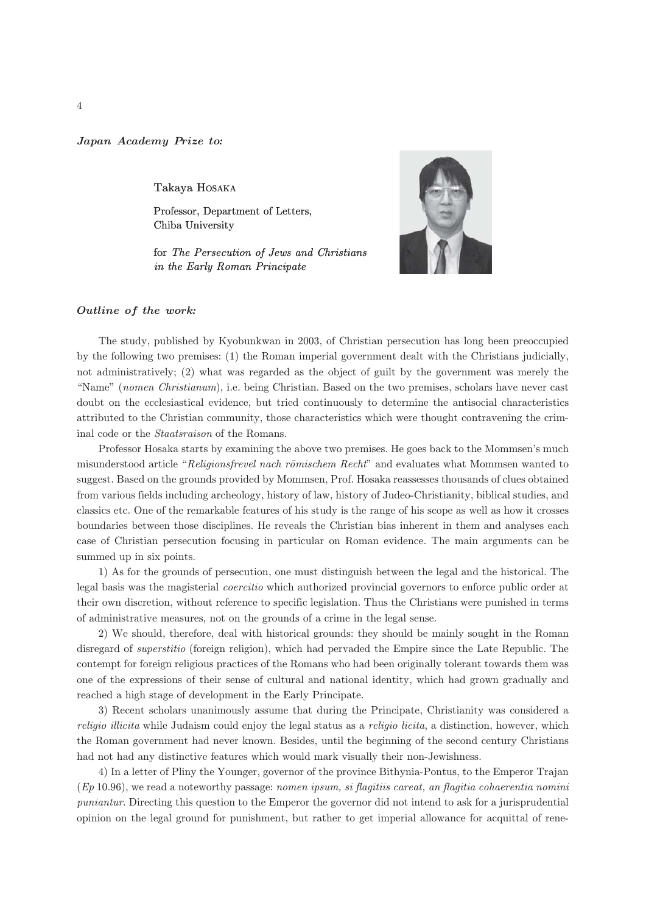***Japan Academy Prize to:***

Takaya HOSAKA

Professor, Department of Letters, Chiba University

for *The Persecution of Jews and Christians in the Early Roman Principate*

***Outline of the work:***

The study, published by Kyobunkwan in 2003, of Christian persecution has long been preoccupied by the following two premises: (1) the Roman imperial government dealt with the Christians judicially, not administratively; (2) what was regarded as the object of guilt by the government was merely the "Name" (*nomen Christianum*), i.e. being Christian. Based on the two premises, scholars have never cast doubt on the ecclesiastical evidence, but tried continuously to determine the antisocial characteristics attributed to the Christian community, those characteristics which were thought contravening the criminal code or the *Staatsraison* of the Romans.

Professor Hosaka starts by examining the above two premises. He goes back to the Mommsen's much misunderstood article "*Religionsfrevel nach römischem Recht*" and evaluates what Mommsen wanted to suggest. Based on the grounds provided by Mommsen, Prof. Hosaka reassesses thousands of clues obtained from various fields including archeology, history of law, history of Judeo-Christianity, biblical studies, and classics etc. One of the remarkable features of his study is the range of his scope as well as how it crosses boundaries between those disciplines. He reveals the Christian bias inherent in them and analyses each case of Christian persecution focusing in particular on Roman evidence. The main arguments can be summed up in six points.

1) As for the grounds of persecution, one must distinguish between the legal and the historical. The legal basis was the magisterial *coercitio* which authorized provincial governors to enforce public order at their own discretion, without reference to specific legislation. Thus the Christians were punished in terms of administrative measures, not on the grounds of a crime in the legal sense.

2) We should, therefore, deal with historical grounds: they should be mainly sought in the Roman disregard of *superstitio* (foreign religion), which had pervaded the Empire since the Late Republic. The contempt for foreign religious practices of the Romans who had been originally tolerant towards them was one of the expressions of their sense of cultural and national identity, which had grown gradually and reached a high stage of development in the Early Principate.

3) Recent scholars unanimously assume that during the Principate, Christianity was considered a *religio illicita* while Judaism could enjoy the legal status as a *religio licita*, a distinction, however, which the Roman government had never known. Besides, until the beginning of the second century Christians had not had any distinctive features which would mark visually their non-Jewishness.

4) In a letter of Pliny the Younger, governor of the province Bithynia-Pontus, to the Emperor Trajan (*Ep* 10.96), we read a noteworthy passage: *nomen ipsum, si flagitiis careat, an flagitia cohaerentia nomini puniantur.* Directing this question to the Emperor the governor did not intend to ask for a jurisprudential opinion on the legal ground for punishment, but rather to get imperial allowance for acquittal of rene-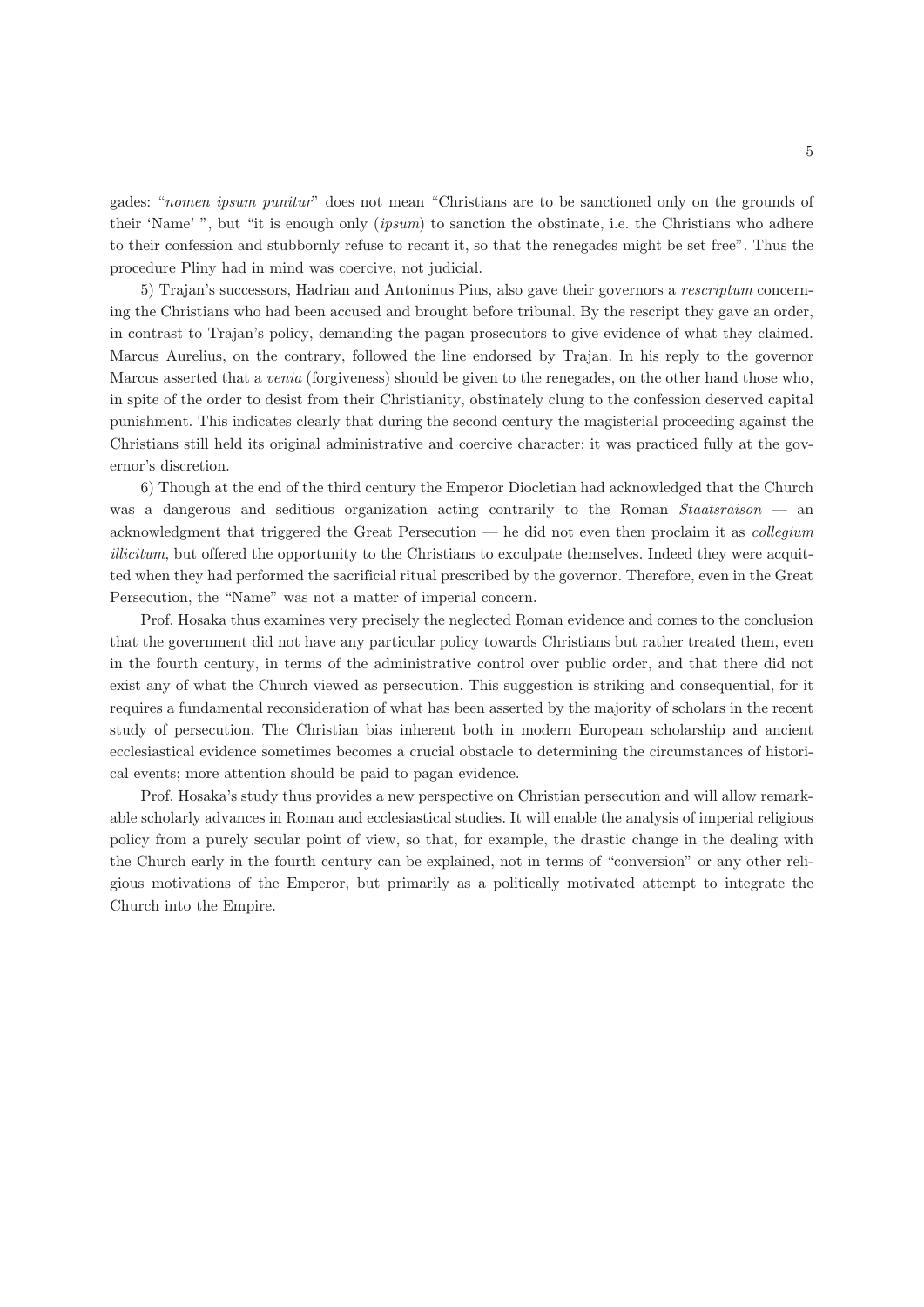gades: "*nomen ipsum punitur*" does not mean "Christians are to be sanctioned only on the grounds of their 'Name' ", but "it is enough only (*ipsum*) to sanction the obstinate, i.e. the Christians who adhere to their confession and stubbornly refuse to recant it, so that the renegades might be set free". Thus the procedure Pliny had in mind was coercive, not judicial.

5) Trajan's successors, Hadrian and Antoninus Pius, also gave their governors a *rescriptum* concerning the Christians who had been accused and brought before tribunal. By the rescript they gave an order, in contrast to Trajan's policy, demanding the pagan prosecutors to give evidence of what they claimed. Marcus Aurelius, on the contrary, followed the line endorsed by Trajan. In his reply to the governor Marcus asserted that a *venia* (forgiveness) should be given to the renegades, on the other hand those who, in spite of the order to desist from their Christianity, obstinately clung to the confession deserved capital punishment. This indicates clearly that during the second century the magisterial proceeding against the Christians still held its original administrative and coercive character: it was practiced fully at the governor's discretion.

6) Though at the end of the third century the Emperor Diocletian had acknowledged that the Church was a dangerous and seditious organization acting contrarily to the Roman *Staatsraison* — an acknowledgment that triggered the Great Persecution — he did not even then proclaim it as *collegium illicitum*, but offered the opportunity to the Christians to exculpate themselves. Indeed they were acquitted when they had performed the sacrificial ritual prescribed by the governor. Therefore, even in the Great Persecution, the "Name" was not a matter of imperial concern.

Prof. Hosaka thus examines very precisely the neglected Roman evidence and comes to the conclusion that the government did not have any particular policy towards Christians but rather treated them, even in the fourth century, in terms of the administrative control over public order, and that there did not exist any of what the Church viewed as persecution. This suggestion is striking and consequential, for it requires a fundamental reconsideration of what has been asserted by the majority of scholars in the recent study of persecution. The Christian bias inherent both in modern European scholarship and ancient ecclesiastical evidence sometimes becomes a crucial obstacle to determining the circumstances of historical events; more attention should be paid to pagan evidence.

Prof. Hosaka's study thus provides a new perspective on Christian persecution and will allow remarkable scholarly advances in Roman and ecclesiastical studies. It will enable the analysis of imperial religious policy from a purely secular point of view, so that, for example, the drastic change in the dealing with the Church early in the fourth century can be explained, not in terms of "conversion" or any other religious motivations of the Emperor, but primarily as a politically motivated attempt to integrate the Church into the Empire.